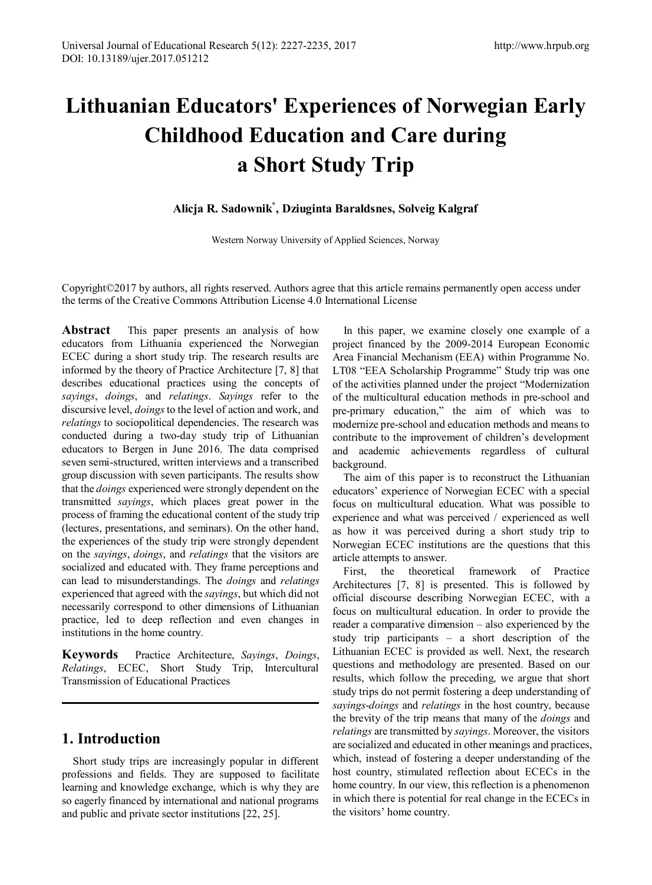# Lithuanian Educators' Experiences of Norwegian Early Childhood Education and Care during a Short Study Trip

**Alicja R. Sadownik*, Dziuginta Baraldsnes, Solveig Kalgraf**

Western Norway University of Applied Sciences, Norway

Copyright©2017 by authors, all rights reserved. Authors agree that this article remains permanently open access under the terms of the Creative Commons Attribution License 4.0 International License

**Abstract** This paper presents an analysis of how educators from Lithuania experienced the Norwegian ECEC during a short study trip. The research results are informed by the theory of Practice Architecture [7, 8] that describes educational practices using the concepts of *sayings*, *doings*, and *relatings*. *Sayings* refer to the discursive level, *doings* to the level of action and work, and *relatings* to sociopolitical dependencies. The research was conducted during a two-day study trip of Lithuanian educators to Bergen in June 2016. The data comprised seven semi-structured, written interviews and a transcribed group discussion with seven participants. The results show that the *doings* experienced were strongly dependent on the transmitted *sayings*, which places great power in the process of framing the educational content of the study trip (lectures, presentations, and seminars). On the other hand, the experiences of the study trip were strongly dependent on the *sayings*, *doings*, and *relatings* that the visitors are socialized and educated with. They frame perceptions and can lead to misunderstandings. The *doings* and *relatings* experienced that agreed with the *sayings*, but which did not necessarily correspond to other dimensions of Lithuanian practice, led to deep reflection and even changes in institutions in the home country.

**Keywords** Practice Architecture, *Sayings*, *Doings*, *Relatings*, ECEC, Short Study Trip, Intercultural Transmission of Educational Practices

## 1. Introduction

Short study trips are increasingly popular in different professions and fields. They are supposed to facilitate learning and knowledge exchange, which is why they are so eagerly financed by international and national programs and public and private sector institutions [22, 25].

In this paper, we examine closely one example of a project financed by the 2009-2014 European Economic Area Financial Mechanism (EEA) within Programme No. LT08 "EEA Scholarship Programme" Study trip was one of the activities planned under the project "Modernization of the multicultural education methods in pre-school and pre-primary education," the aim of which was to modernize pre-school and education methods and means to contribute to the improvement of children's development and academic achievements regardless of cultural background.

The aim of this paper is to reconstruct the Lithuanian educators' experience of Norwegian ECEC with a special focus on multicultural education. What was possible to experience and what was perceived / experienced as well as how it was perceived during a short study trip to Norwegian ECEC institutions are the questions that this article attempts to answer.

First, the theoretical framework of Practice Architectures [7, 8] is presented. This is followed by official discourse describing Norwegian ECEC, with a focus on multicultural education. In order to provide the reader a comparative dimension – also experienced by the study trip participants – a short description of the Lithuanian ECEC is provided as well. Next, the research questions and methodology are presented. Based on our results, which follow the preceding, we argue that short study trips do not permit fostering a deep understanding of *sayings*-*doings* and *relatings* in the host country, because the brevity of the trip means that many of the *doings* and *relatings* are transmitted by *sayings*. Moreover, the visitors are socialized and educated in other meanings and practices, which, instead of fostering a deeper understanding of the host country, stimulated reflection about ECECs in the home country. In our view, this reflection is a phenomenon in which there is potential for real change in the ECECs in the visitors' home country.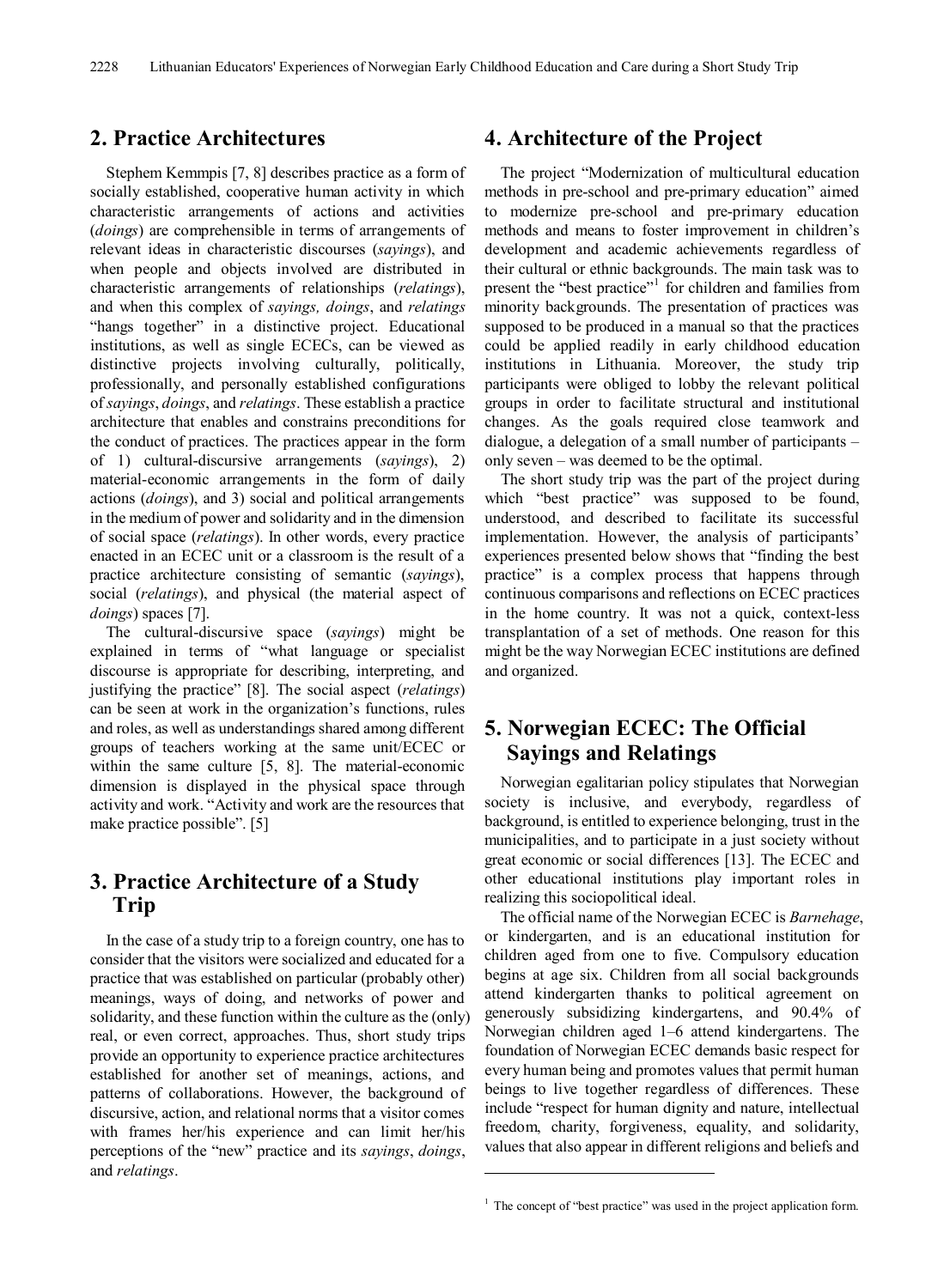## 2. Practice Architectures

Stephem Kemmpis [7, 8] describes practice as a form of socially established, cooperative human activity in which characteristic arrangements of actions and activities (*doings*) are comprehensible in terms of arrangements of relevant ideas in characteristic discourses (*sayings*), and when people and objects involved are distributed in characteristic arrangements of relationships (*relatings*), and when this complex of *sayings, doings*, and *relatings* "hangs together" in a distinctive project. Educational institutions, as well as single ECECs, can be viewed as distinctive projects involving culturally, politically, professionally, and personally established configurations of *sayings*, *doings*, and *relatings*. These establish a practice architecture that enables and constrains preconditions for the conduct of practices. The practices appear in the form of 1) cultural-discursive arrangements (*sayings*), 2) material-economic arrangements in the form of daily actions (*doings*), and 3) social and political arrangements in the medium of power and solidarity and in the dimension of social space (*relatings*). In other words, every practice enacted in an ECEC unit or a classroom is the result of a practice architecture consisting of semantic (*sayings*), social (*relatings*), and physical (the material aspect of *doings*) spaces [7].

The cultural-discursive space (*sayings*) might be explained in terms of "what language or specialist discourse is appropriate for describing, interpreting, and justifying the practice" [8]. The social aspect (*relatings*) can be seen at work in the organization's functions, rules and roles, as well as understandings shared among different groups of teachers working at the same unit/ECEC or within the same culture [5, 8]. The material-economic dimension is displayed in the physical space through activity and work. "Activity and work are the resources that make practice possible". [5]

## 3. Practice Architecture of a Study Trip

In the case of a study trip to a foreign country, one has to consider that the visitors were socialized and educated for a practice that was established on particular (probably other) meanings, ways of doing, and networks of power and solidarity, and these function within the culture as the (only) real, or even correct, approaches. Thus, short study trips provide an opportunity to experience practice architectures established for another set of meanings, actions, and patterns of collaborations. However, the background of discursive, action, and relational norms that a visitor comes with frames her/his experience and can limit her/his perceptions of the "new" practice and its *sayings*, *doings*, and *relatings*.

## 4. Architecture of the Project

The project "Modernization of multicultural education methods in pre-school and pre-primary education" aimed to modernize pre-school and pre-primary education methods and means to foster improvement in children's development and academic achievements regardless of their cultural or ethnic backgrounds. The main task was to present the "best practice"[1] for children and families from minority backgrounds. The presentation of practices was supposed to be produced in a manual so that the practices could be applied readily in early childhood education institutions in Lithuania. Moreover, the study trip participants were obliged to lobby the relevant political groups in order to facilitate structural and institutional changes. As the goals required close teamwork and dialogue, a delegation of a small number of participants – only seven – was deemed to be the optimal.

The short study trip was the part of the project during which "best practice" was supposed to be found, understood, and described to facilitate its successful implementation. However, the analysis of participants' experiences presented below shows that "finding the best practice" is a complex process that happens through continuous comparisons and reflections on ECEC practices in the home country. It was not a quick, context-less transplantation of a set of methods. One reason for this might be the way Norwegian ECEC institutions are defined and organized.

## 5. Norwegian ECEC: The Official Sayings and Relatings

Norwegian egalitarian policy stipulates that Norwegian society is inclusive, and everybody, regardless of background, is entitled to experience belonging, trust in the municipalities, and to participate in a just society without great economic or social differences [13]. The ECEC and other educational institutions play important roles in realizing this sociopolitical ideal.

The official name of the Norwegian ECEC is *Barnehage*, or kindergarten, and is an educational institution for children aged from one to five. Compulsory education begins at age six. Children from all social backgrounds attend kindergarten thanks to political agreement on generously subsidizing kindergartens, and 90.4% of Norwegian children aged 1–6 attend kindergartens. The foundation of Norwegian ECEC demands basic respect for every human being and promotes values that permit human beings to live together regardless of differences. These include "respect for human dignity and nature, intellectual freedom, charity, forgiveness, equality, and solidarity, values that also appear in different religions and beliefs and

[1] The concept of "best practice" was used in the project application form.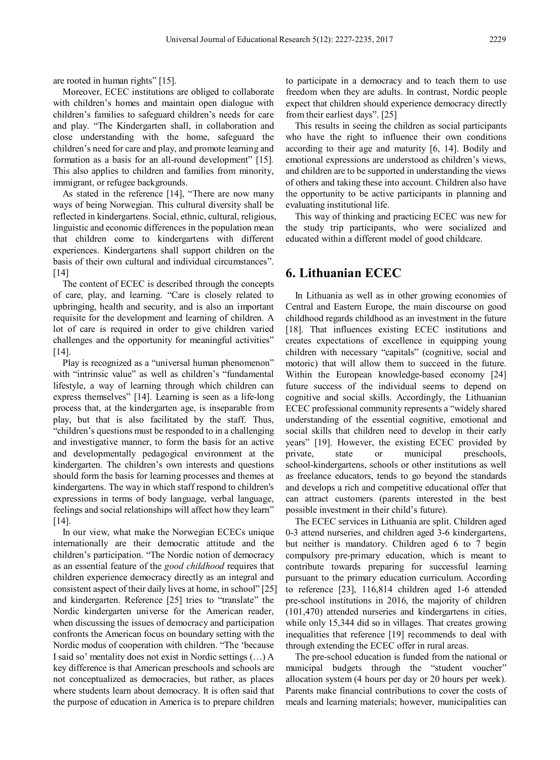are rooted in human rights" [15].

Moreover, ECEC institutions are obliged to collaborate with children's homes and maintain open dialogue with children's families to safeguard children's needs for care and play. "The Kindergarten shall, in collaboration and close understanding with the home, safeguard the children's need for care and play, and promote learning and formation as a basis for an all-round development" [15]. This also applies to children and families from minority, immigrant, or refugee backgrounds.

As stated in the reference [14], "There are now many ways of being Norwegian. This cultural diversity shall be reflected in kindergartens. Social, ethnic, cultural, religious, linguistic and economic differences in the population mean that children come to kindergartens with different experiences. Kindergartens shall support children on the basis of their own cultural and individual circumstances". [14]

The content of ECEC is described through the concepts of care, play, and learning. "Care is closely related to upbringing, health and security, and is also an important requisite for the development and learning of children. A lot of care is required in order to give children varied challenges and the opportunity for meaningful activities" [14].

Play is recognized as a "universal human phenomenon" with "intrinsic value" as well as children's "fundamental lifestyle, a way of learning through which children can express themselves" [14]. Learning is seen as a life-long process that, at the kindergarten age, is inseparable from play, but that is also facilitated by the staff. Thus, "children's questions must be responded to in a challenging and investigative manner, to form the basis for an active and developmentally pedagogical environment at the kindergarten. The children's own interests and questions should form the basis for learning processes and themes at kindergartens. The way in which staff respond to children's expressions in terms of body language, verbal language, feelings and social relationships will affect how they learn" [14].

In our view, what make the Norwegian ECECs unique internationally are their democratic attitude and the children's participation. "The Nordic notion of democracy as an essential feature of the *good childhood* requires that children experience democracy directly as an integral and consistent aspect of their daily lives at home, in school" [25] and kindergarten. Reference [25] tries to "translate" the Nordic kindergarten universe for the American reader, when discussing the issues of democracy and participation confronts the American focus on boundary setting with the Nordic modus of cooperation with children. "The 'because I said so' mentality does not exist in Nordic settings (…) A key difference is that American preschools and schools are not conceptualized as democracies, but rather, as places where students learn about democracy. It is often said that the purpose of education in America is to prepare children to participate in a democracy and to teach them to use freedom when they are adults. In contrast, Nordic people expect that children should experience democracy directly from their earliest days". [25]

This results in seeing the children as social participants who have the right to influence their own conditions according to their age and maturity [6, 14]. Bodily and emotional expressions are understood as children's views, and children are to be supported in understanding the views of others and taking these into account. Children also have the opportunity to be active participants in planning and evaluating institutional life.

This way of thinking and practicing ECEC was new for the study trip participants, who were socialized and educated within a different model of good childcare.

# 6. Lithuanian ECEC

In Lithuania as well as in other growing economies of Central and Eastern Europe, the main discourse on good childhood regards childhood as an investment in the future [18]. That influences existing ECEC institutions and creates expectations of excellence in equipping young children with necessary "capitals" (cognitive, social and motoric) that will allow them to succeed in the future. Within the European knowledge-based economy [24] future success of the individual seems to depend on cognitive and social skills. Accordingly, the Lithuanian ECEC professional community represents a "widely shared understanding of the essential cognitive, emotional and social skills that children need to develop in their early years" [19]. However, the existing ECEC provided by private, state or municipal preschools, school-kindergartens, schools or other institutions as well as freelance educators, tends to go beyond the standards and develops a rich and competitive educational offer that can attract customers (parents interested in the best possible investment in their child's future).

The ECEC services in Lithuania are split. Children aged 0-3 attend nurseries, and children aged 3-6 kindergartens, but neither is mandatory. Children aged 6 to 7 begin compulsory pre-primary education, which is meant to contribute towards preparing for successful learning pursuant to the primary education curriculum. According to reference [23], 116,814 children aged 1-6 attended pre-school institutions in 2016, the majority of children (101,470) attended nurseries and kindergartens in cities, while only 15,344 did so in villages. That creates growing inequalities that reference [19] recommends to deal with through extending the ECEC offer in rural areas.

The pre-school education is funded from the national or municipal budgets through the "student voucher" allocation system (4 hours per day or 20 hours per week). Parents make financial contributions to cover the costs of meals and learning materials; however, municipalities can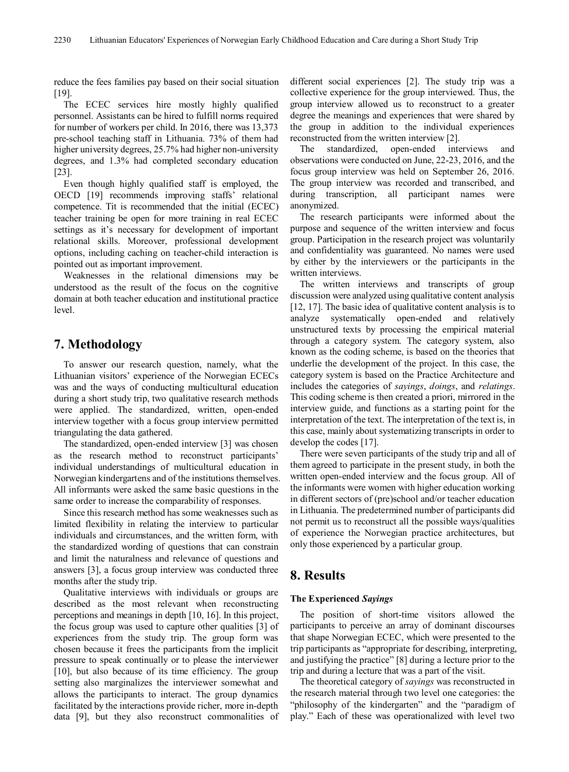reduce the fees families pay based on their social situation [19].

The ECEC services hire mostly highly qualified personnel. Assistants can be hired to fulfill norms required for number of workers per child. In 2016, there was 13,373 pre-school teaching staff in Lithuania. 73% of them had higher university degrees, 25.7% had higher non-university degrees, and 1.3% had completed secondary education [23].

Even though highly qualified staff is employed, the OECD [19] recommends improving staffs' relational competence. Tit is recommended that the initial (ECEC) teacher training be open for more training in real ECEC settings as it's necessary for development of important relational skills. Moreover, professional development options, including caching on teacher-child interaction is pointed out as important improvement.

Weaknesses in the relational dimensions may be understood as the result of the focus on the cognitive domain at both teacher education and institutional practice level.

## 7. Methodology

To answer our research question, namely, what the Lithuanian visitors' experience of the Norwegian ECECs was and the ways of conducting multicultural education during a short study trip, two qualitative research methods were applied. The standardized, written, open-ended interview together with a focus group interview permitted triangulating the data gathered.

The standardized, open-ended interview [3] was chosen as the research method to reconstruct participants' individual understandings of multicultural education in Norwegian kindergartens and of the institutions themselves. All informants were asked the same basic questions in the same order to increase the comparability of responses.

Since this research method has some weaknesses such as limited flexibility in relating the interview to particular individuals and circumstances, and the written form, with the standardized wording of questions that can constrain and limit the naturalness and relevance of questions and answers [3], a focus group interview was conducted three months after the study trip.

Qualitative interviews with individuals or groups are described as the most relevant when reconstructing perceptions and meanings in depth [10, 16]. In this project, the focus group was used to capture other qualities [3] of experiences from the study trip. The group form was chosen because it frees the participants from the implicit pressure to speak continually or to please the interviewer [10], but also because of its time efficiency. The group setting also marginalizes the interviewer somewhat and allows the participants to interact. The group dynamics facilitated by the interactions provide richer, more in-depth data [9], but they also reconstruct commonalities of different social experiences [2]. The study trip was a collective experience for the group interviewed. Thus, the group interview allowed us to reconstruct to a greater degree the meanings and experiences that were shared by the group in addition to the individual experiences reconstructed from the written interview [2].

The standardized, open-ended interviews and observations were conducted on June, 22-23, 2016, and the focus group interview was held on September 26, 2016. The group interview was recorded and transcribed, and during transcription, all participant names were anonymized.

The research participants were informed about the purpose and sequence of the written interview and focus group. Participation in the research project was voluntarily and confidentiality was guaranteed. No names were used by either by the interviewers or the participants in the written interviews.

The written interviews and transcripts of group discussion were analyzed using qualitative content analysis [12, 17]. The basic idea of qualitative content analysis is to analyze systematically open-ended and relatively unstructured texts by processing the empirical material through a category system. The category system, also known as the coding scheme, is based on the theories that underlie the development of the project. In this case, the category system is based on the Practice Architecture and includes the categories of *sayings*, *doings*, and *relatings*. This coding scheme is then created a priori, mirrored in the interview guide, and functions as a starting point for the interpretation of the text. The interpretation of the text is, in this case, mainly about systematizing transcripts in order to develop the codes [17].

There were seven participants of the study trip and all of them agreed to participate in the present study, in both the written open-ended interview and the focus group. All of the informants were women with higher education working in different sectors of (pre)school and/or teacher education in Lithuania. The predetermined number of participants did not permit us to reconstruct all the possible ways/qualities of experience the Norwegian practice architectures, but only those experienced by a particular group.

## 8. Results

**The Experienced *Sayings***

The position of short-time visitors allowed the participants to perceive an array of dominant discourses that shape Norwegian ECEC, which were presented to the trip participants as "appropriate for describing, interpreting, and justifying the practice" [8] during a lecture prior to the trip and during a lecture that was a part of the visit.

The theoretical category of *sayings* was reconstructed in the research material through two level one categories: the "philosophy of the kindergarten" and the "paradigm of play." Each of these was operationalized with level two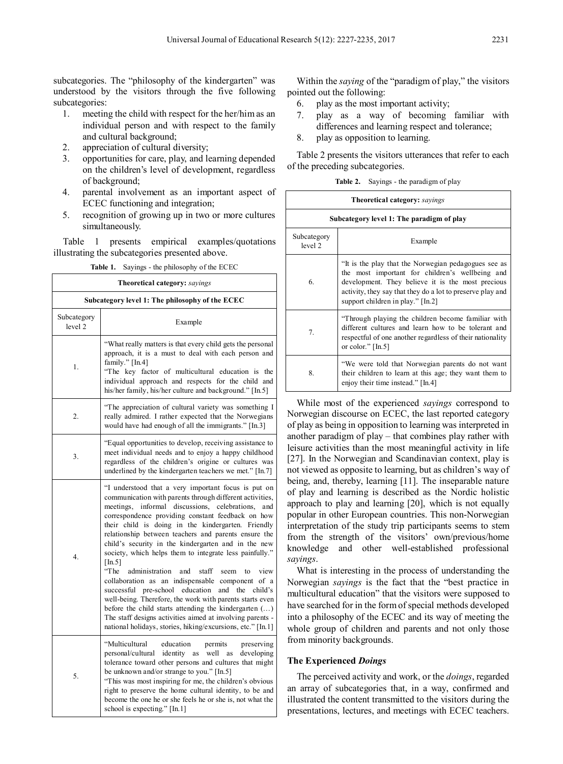subcategories. The "philosophy of the kindergarten" was understood by the visitors through the five following subcategories:

1. meeting the child with respect for the her/him as an individual person and with respect to the family and cultural background;
2. appreciation of cultural diversity;
3. opportunities for care, play, and learning depended on the children's level of development, regardless of background;
4. parental involvement as an important aspect of ECEC functioning and integration;
5. recognition of growing up in two or more cultures simultaneously.

Table 1 presents empirical examples/quotations illustrating the subcategories presented above.

**Table 1.** Sayings - the philosophy of the ECEC

| **Theoretical category:** *sayings* | |
|---|---|
| **Subcategory level 1: The philosophy of the ECEC** | |
| Subcategory level 2 | Example |
| 1. | "What really matters is that every child gets the personal approach, it is a must to deal with each person and family." [In.4]<br>"The key factor of multicultural education is the individual approach and respects for the child and his/her family, his/her culture and background." [In.5] |
| 2. | "The appreciation of cultural variety was something I really admired. I rather expected that the Norwegians would have had enough of all the immigrants." [In.3] |
| 3. | "Equal opportunities to develop, receiving assistance to meet individual needs and to enjoy a happy childhood regardless of the children's origine or cultures was underlined by the kindergarten teachers we met." [In.7] |
| 4. | "I understood that a very important focus is put on communication with parents through different activities, meetings, informal discussions, celebrations, and correspondence providing constant feedback on how their child is doing in the kindergarten. Friendly relationship between teachers and parents ensure the child's security in the kindergarten and in the new society, which helps them to integrate less painfully." [In.5]<br>"The administration and staff seem to view collaboration as an indispensable component of a successful pre-school education and the child's well-being. Therefore, the work with parents starts even before the child starts attending the kindergarten (…) The staff designs activities aimed at involving parents - national holidays, stories, hiking/excursions, etc." [In.1] |
| 5. | "Multicultural education permits preserving personal/cultural identity as well as developing tolerance toward other persons and cultures that might be unknown and/or strange to you." [In.5]<br>"This was most inspiring for me, the children's obvious right to preserve the home cultural identity, to be and become the one he or she feels he or she is, not what the school is expecting." [In.1] |

Within the *saying* of the "paradigm of play," the visitors pointed out the following:

6. play as the most important activity;
7. play as a way of becoming familiar with differences and learning respect and tolerance;
8. play as opposition to learning.

Table 2 presents the visitors utterances that refer to each of the preceding subcategories.

**Table 2.** Sayings - the paradigm of play

| **Theoretical category:** *sayings* | |
|---|---|
| **Subcategory level 1: The paradigm of play** | |
| Subcategory level 2 | Example |
| 6. | "It is the play that the Norwegian pedagogues see as the most important for children's wellbeing and development. They believe it is the most precious activity, they say that they do a lot to preserve play and support children in play." [In.2] |
| 7. | "Through playing the children become familiar with different cultures and learn how to be tolerant and respectful of one another regardless of their nationality or color." [In.5] |
| 8. | "We were told that Norwegian parents do not want their children to learn at this age; they want them to enjoy their time instead." [In.4] |

While most of the experienced *sayings* correspond to Norwegian discourse on ECEC, the last reported category of play as being in opposition to learning was interpreted in another paradigm of play – that combines play rather with leisure activities than the most meaningful activity in life [27]. In the Norwegian and Scandinavian context, play is not viewed as opposite to learning, but as children's way of being, and, thereby, learning [11]. The inseparable nature of play and learning is described as the Nordic holistic approach to play and learning [20], which is not equally popular in other European countries. This non-Norwegian interpretation of the study trip participants seems to stem from the strength of the visitors' own/previous/home knowledge and other well-established professional *sayings*.

What is interesting in the process of understanding the Norwegian *sayings* is the fact that the "best practice in multicultural education" that the visitors were supposed to have searched for in the form of special methods developed into a philosophy of the ECEC and its way of meeting the whole group of children and parents and not only those from minority backgrounds.

### The Experienced *Doings*

The perceived activity and work, or the *doings*, regarded an array of subcategories that, in a way, confirmed and illustrated the content transmitted to the visitors during the presentations, lectures, and meetings with ECEC teachers.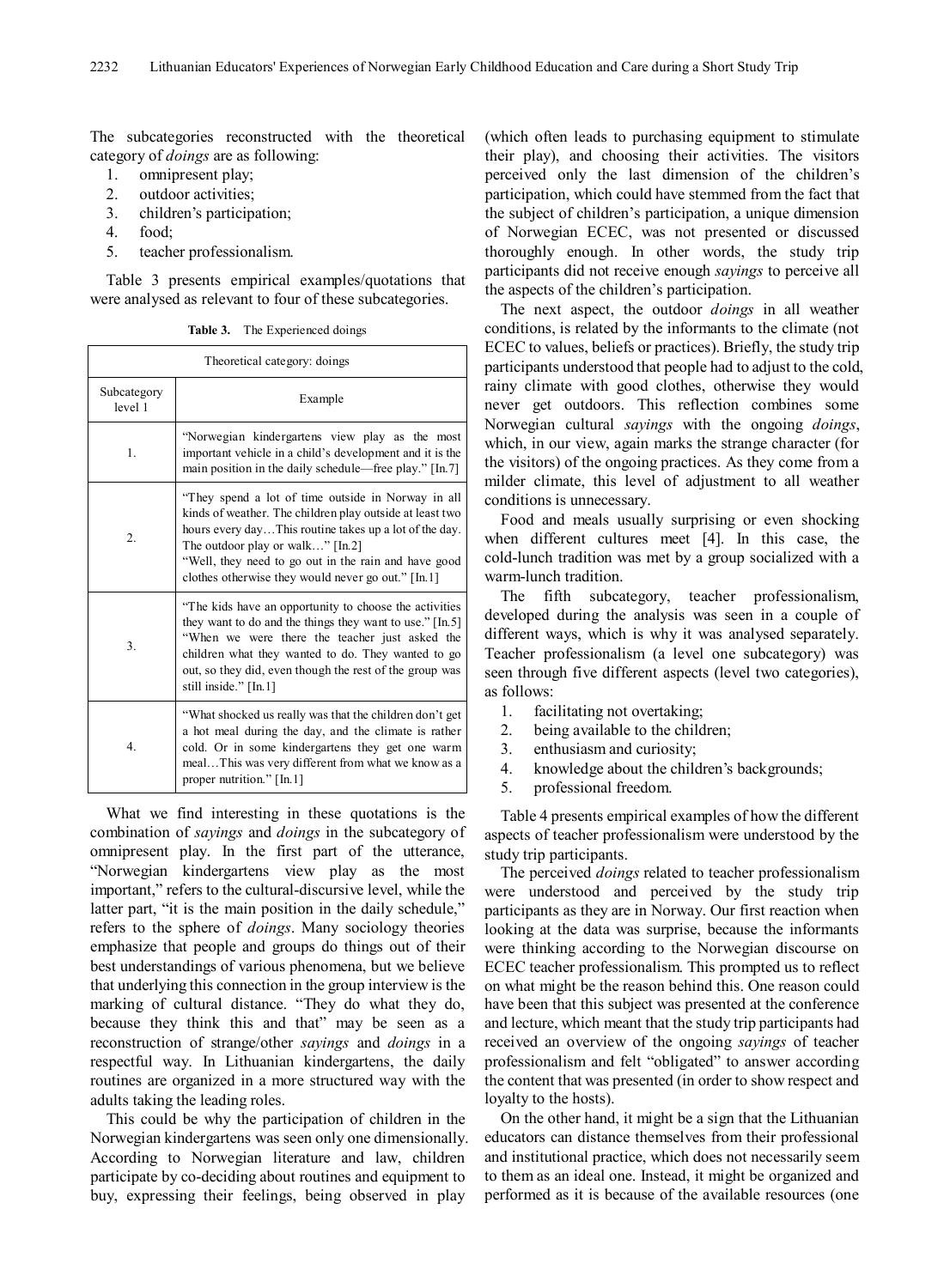The subcategories reconstructed with the theoretical category of *doings* are as following:

1. omnipresent play;
2. outdoor activities;
3. children's participation;
4. food;
5. teacher professionalism.

Table 3 presents empirical examples/quotations that were analysed as relevant to four of these subcategories.

**Table 3.** The Experienced doings

| Theoretical category: doings | |
|---|---|
| Subcategory level 1 | Example |
| 1. | "Norwegian kindergartens view play as the most important vehicle in a child's development and it is the main position in the daily schedule—free play." [In.7] |
| 2. | "They spend a lot of time outside in Norway in all kinds of weather. The children play outside at least two hours every day…This routine takes up a lot of the day. The outdoor play or walk…" [In.2]<br>"Well, they need to go out in the rain and have good clothes otherwise they would never go out." [In.1] |
| 3. | "The kids have an opportunity to choose the activities they want to do and the things they want to use." [In.5]<br>"When we were there the teacher just asked the children what they wanted to do. They wanted to go out, so they did, even though the rest of the group was still inside." [In.1] |
| 4. | "What shocked us really was that the children don't get a hot meal during the day, and the climate is rather cold. Or in some kindergartens they get one warm meal…This was very different from what we know as a proper nutrition." [In.1] |

What we find interesting in these quotations is the combination of *sayings* and *doings* in the subcategory of omnipresent play. In the first part of the utterance, "Norwegian kindergartens view play as the most important," refers to the cultural-discursive level, while the latter part, "it is the main position in the daily schedule," refers to the sphere of *doings*. Many sociology theories emphasize that people and groups do things out of their best understandings of various phenomena, but we believe that underlying this connection in the group interview is the marking of cultural distance. "They do what they do, because they think this and that" may be seen as a reconstruction of strange/other *sayings* and *doings* in a respectful way. In Lithuanian kindergartens, the daily routines are organized in a more structured way with the adults taking the leading roles.

This could be why the participation of children in the Norwegian kindergartens was seen only one dimensionally. According to Norwegian literature and law, children participate by co-deciding about routines and equipment to buy, expressing their feelings, being observed in play (which often leads to purchasing equipment to stimulate their play), and choosing their activities. The visitors perceived only the last dimension of the children's participation, which could have stemmed from the fact that the subject of children's participation, a unique dimension of Norwegian ECEC, was not presented or discussed thoroughly enough. In other words, the study trip participants did not receive enough *sayings* to perceive all the aspects of the children's participation.

The next aspect, the outdoor *doings* in all weather conditions, is related by the informants to the climate (not ECEC to values, beliefs or practices). Briefly, the study trip participants understood that people had to adjust to the cold, rainy climate with good clothes, otherwise they would never get outdoors. This reflection combines some Norwegian cultural *sayings* with the ongoing *doings*, which, in our view, again marks the strange character (for the visitors) of the ongoing practices. As they come from a milder climate, this level of adjustment to all weather conditions is unnecessary.

Food and meals usually surprising or even shocking when different cultures meet [4]. In this case, the cold-lunch tradition was met by a group socialized with a warm-lunch tradition.

The fifth subcategory, teacher professionalism, developed during the analysis was seen in a couple of different ways, which is why it was analysed separately. Teacher professionalism (a level one subcategory) was seen through five different aspects (level two categories), as follows:

1. facilitating not overtaking;
2. being available to the children;
3. enthusiasm and curiosity;
4. knowledge about the children's backgrounds;
5. professional freedom.

Table 4 presents empirical examples of how the different aspects of teacher professionalism were understood by the study trip participants.

The perceived *doings* related to teacher professionalism were understood and perceived by the study trip participants as they are in Norway. Our first reaction when looking at the data was surprise, because the informants were thinking according to the Norwegian discourse on ECEC teacher professionalism. This prompted us to reflect on what might be the reason behind this. One reason could have been that this subject was presented at the conference and lecture, which meant that the study trip participants had received an overview of the ongoing *sayings* of teacher professionalism and felt "obligated" to answer according the content that was presented (in order to show respect and loyalty to the hosts).

On the other hand, it might be a sign that the Lithuanian educators can distance themselves from their professional and institutional practice, which does not necessarily seem to them as an ideal one. Instead, it might be organized and performed as it is because of the available resources (one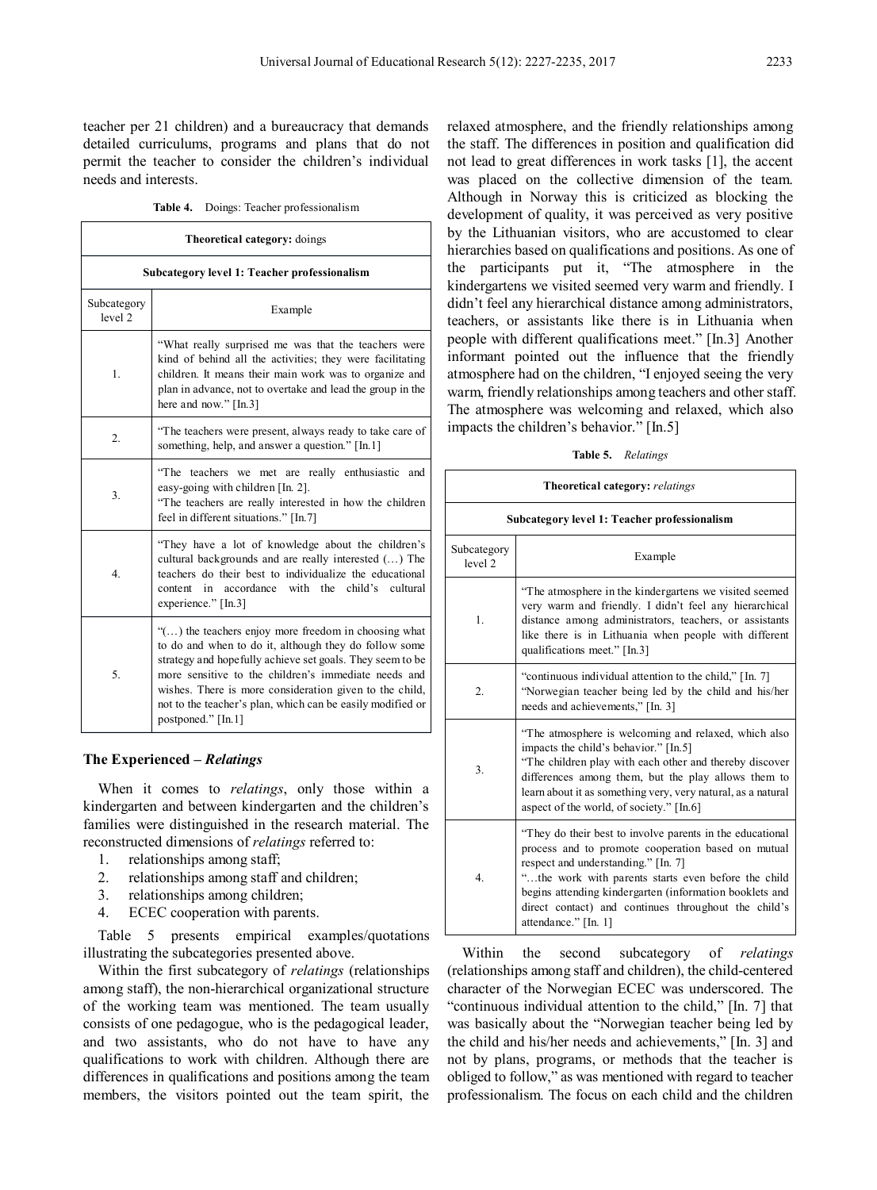teacher per 21 children) and a bureaucracy that demands detailed curriculums, programs and plans that do not permit the teacher to consider the children's individual needs and interests.

**Table 4.** Doings: Teacher professionalism

| **Theoretical category:** doings | |
|---|---|
| **Subcategory level 1: Teacher professionalism** | |
| Subcategory level 2 | Example |
| 1. | "What really surprised me was that the teachers were kind of behind all the activities; they were facilitating children. It means their main work was to organize and plan in advance, not to overtake and lead the group in the here and now." [In.3] |
| 2. | "The teachers were present, always ready to take care of something, help, and answer a question." [In.1] |
| 3. | "The teachers we met are really enthusiastic and easy-going with children [In. 2].<br>"The teachers are really interested in how the children feel in different situations." [In.7] |
| 4. | "They have a lot of knowledge about the children's cultural backgrounds and are really interested (…) The teachers do their best to individualize the educational content in accordance with the child's cultural experience." [In.3] |
| 5. | "(…) the teachers enjoy more freedom in choosing what to do and when to do it, although they do follow some strategy and hopefully achieve set goals. They seem to be more sensitive to the children's immediate needs and wishes. There is more consideration given to the child, not to the teacher's plan, which can be easily modified or postponed." [In.1] |

### The Experienced – *Relatings*

When it comes to *relatings*, only those within a kindergarten and between kindergarten and the children's families were distinguished in the research material. The reconstructed dimensions of *relatings* referred to:

1. relationships among staff;
2. relationships among staff and children;
3. relationships among children;
4. ECEC cooperation with parents.

Table 5 presents empirical examples/quotations illustrating the subcategories presented above.

Within the first subcategory of *relatings* (relationships among staff), the non-hierarchical organizational structure of the working team was mentioned. The team usually consists of one pedagogue, who is the pedagogical leader, and two assistants, who do not have to have any qualifications to work with children. Although there are differences in qualifications and positions among the team members, the visitors pointed out the team spirit, the relaxed atmosphere, and the friendly relationships among the staff. The differences in position and qualification did not lead to great differences in work tasks [1], the accent was placed on the collective dimension of the team. Although in Norway this is criticized as blocking the development of quality, it was perceived as very positive by the Lithuanian visitors, who are accustomed to clear hierarchies based on qualifications and positions. As one of the participants put it, "The atmosphere in the kindergartens we visited seemed very warm and friendly. I didn't feel any hierarchical distance among administrators, teachers, or assistants like there is in Lithuania when people with different qualifications meet." [In.3] Another informant pointed out the influence that the friendly atmosphere had on the children, "I enjoyed seeing the very warm, friendly relationships among teachers and other staff. The atmosphere was welcoming and relaxed, which also impacts the children's behavior." [In.5]

**Table 5.** *Relatings*

| **Theoretical category:** *relatings* | |
|---|---|
| **Subcategory level 1: Teacher professionalism** | |
| Subcategory level 2 | Example |
| 1. | "The atmosphere in the kindergartens we visited seemed very warm and friendly. I didn't feel any hierarchical distance among administrators, teachers, or assistants like there is in Lithuania when people with different qualifications meet." [In.3] |
| 2. | "continuous individual attention to the child," [In. 7]<br>"Norwegian teacher being led by the child and his/her needs and achievements," [In. 3] |
| 3. | "The atmosphere is welcoming and relaxed, which also impacts the child's behavior." [In.5]<br>"The children play with each other and thereby discover differences among them, but the play allows them to learn about it as something very, very natural, as a natural aspect of the world, of society." [In.6] |
| 4. | "They do their best to involve parents in the educational process and to promote cooperation based on mutual respect and understanding." [In. 7]<br>"…the work with parents starts even before the child begins attending kindergarten (information booklets and direct contact) and continues throughout the child's attendance." [In. 1] |

Within the second subcategory of *relatings* (relationships among staff and children), the child-centered character of the Norwegian ECEC was underscored. The "continuous individual attention to the child," [In. 7] that was basically about the "Norwegian teacher being led by the child and his/her needs and achievements," [In. 3] and not by plans, programs, or methods that the teacher is obliged to follow," as was mentioned with regard to teacher professionalism. The focus on each child and the children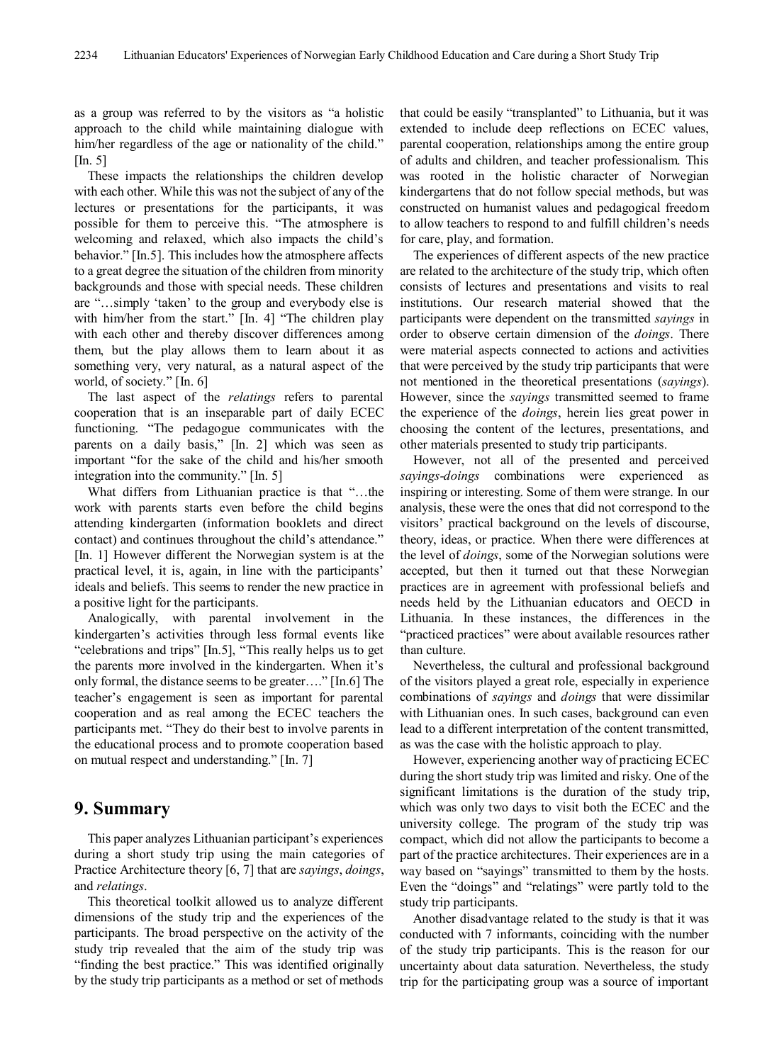as a group was referred to by the visitors as "a holistic approach to the child while maintaining dialogue with him/her regardless of the age or nationality of the child." [In. 5]

These impacts the relationships the children develop with each other. While this was not the subject of any of the lectures or presentations for the participants, it was possible for them to perceive this. "The atmosphere is welcoming and relaxed, which also impacts the child's behavior." [In.5]. This includes how the atmosphere affects to a great degree the situation of the children from minority backgrounds and those with special needs. These children are "…simply 'taken' to the group and everybody else is with him/her from the start." [In. 4] "The children play with each other and thereby discover differences among them, but the play allows them to learn about it as something very, very natural, as a natural aspect of the world, of society." [In. 6]

The last aspect of the *relatings* refers to parental cooperation that is an inseparable part of daily ECEC functioning. "The pedagogue communicates with the parents on a daily basis," [In. 2] which was seen as important "for the sake of the child and his/her smooth integration into the community." [In. 5]

What differs from Lithuanian practice is that "…the work with parents starts even before the child begins attending kindergarten (information booklets and direct contact) and continues throughout the child's attendance." [In. 1] However different the Norwegian system is at the practical level, it is, again, in line with the participants' ideals and beliefs. This seems to render the new practice in a positive light for the participants.

Analogically, with parental involvement in the kindergarten's activities through less formal events like "celebrations and trips" [In.5], "This really helps us to get the parents more involved in the kindergarten. When it's only formal, the distance seems to be greater…." [In.6] The teacher's engagement is seen as important for parental cooperation and as real among the ECEC teachers the participants met. "They do their best to involve parents in the educational process and to promote cooperation based on mutual respect and understanding." [In. 7]

## 9. Summary

This paper analyzes Lithuanian participant's experiences during a short study trip using the main categories of Practice Architecture theory [6, 7] that are *sayings*, *doings*, and *relatings*.

This theoretical toolkit allowed us to analyze different dimensions of the study trip and the experiences of the participants. The broad perspective on the activity of the study trip revealed that the aim of the study trip was "finding the best practice." This was identified originally by the study trip participants as a method or set of methods that could be easily "transplanted" to Lithuania, but it was extended to include deep reflections on ECEC values, parental cooperation, relationships among the entire group of adults and children, and teacher professionalism. This was rooted in the holistic character of Norwegian kindergartens that do not follow special methods, but was constructed on humanist values and pedagogical freedom to allow teachers to respond to and fulfill children's needs for care, play, and formation.

The experiences of different aspects of the new practice are related to the architecture of the study trip, which often consists of lectures and presentations and visits to real institutions. Our research material showed that the participants were dependent on the transmitted *sayings* in order to observe certain dimension of the *doings*. There were material aspects connected to actions and activities that were perceived by the study trip participants that were not mentioned in the theoretical presentations (*sayings*). However, since the *sayings* transmitted seemed to frame the experience of the *doings*, herein lies great power in choosing the content of the lectures, presentations, and other materials presented to study trip participants.

However, not all of the presented and perceived *sayings-doings* combinations were experienced as inspiring or interesting. Some of them were strange. In our analysis, these were the ones that did not correspond to the visitors' practical background on the levels of discourse, theory, ideas, or practice. When there were differences at the level of *doings*, some of the Norwegian solutions were accepted, but then it turned out that these Norwegian practices are in agreement with professional beliefs and needs held by the Lithuanian educators and OECD in Lithuania. In these instances, the differences in the "practiced practices" were about available resources rather than culture.

Nevertheless, the cultural and professional background of the visitors played a great role, especially in experience combinations of *sayings* and *doings* that were dissimilar with Lithuanian ones. In such cases, background can even lead to a different interpretation of the content transmitted, as was the case with the holistic approach to play.

However, experiencing another way of practicing ECEC during the short study trip was limited and risky. One of the significant limitations is the duration of the study trip, which was only two days to visit both the ECEC and the university college. The program of the study trip was compact, which did not allow the participants to become a part of the practice architectures. Their experiences are in a way based on "sayings" transmitted to them by the hosts. Even the "doings" and "relatings" were partly told to the study trip participants.

Another disadvantage related to the study is that it was conducted with 7 informants, coinciding with the number of the study trip participants. This is the reason for our uncertainty about data saturation. Nevertheless, the study trip for the participating group was a source of important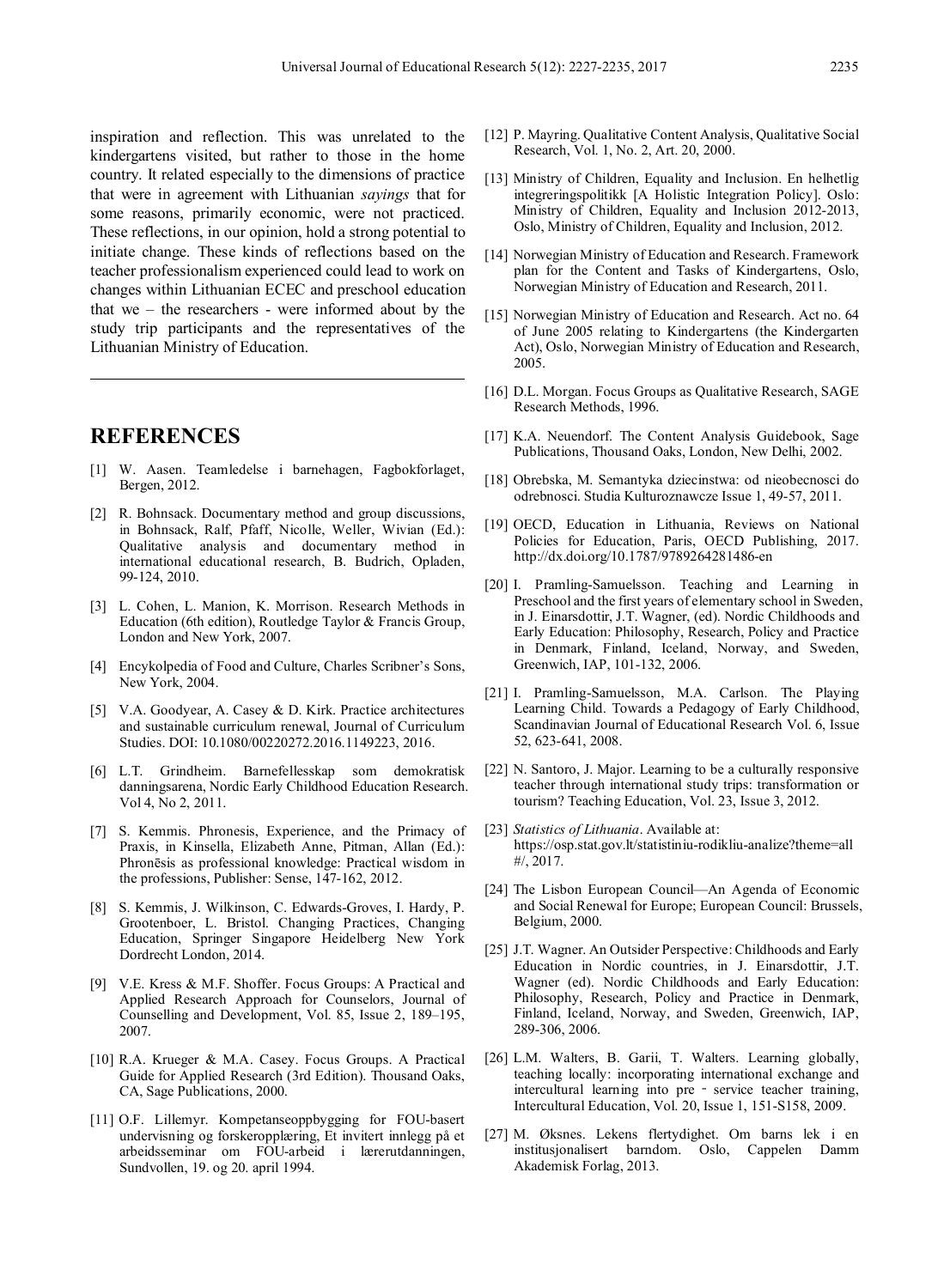inspiration and reflection. This was unrelated to the kindergartens visited, but rather to those in the home country. It related especially to the dimensions of practice that were in agreement with Lithuanian *sayings* that for some reasons, primarily economic, were not practiced. These reflections, in our opinion, hold a strong potential to initiate change. These kinds of reflections based on the teacher professionalism experienced could lead to work on changes within Lithuanian ECEC and preschool education that we – the researchers - were informed about by the study trip participants and the representatives of the Lithuanian Ministry of Education.

# REFERENCES

[1] W. Aasen. Teamledelse i barnehagen, Fagbokforlaget, Bergen, 2012.

[2] R. Bohnsack. Documentary method and group discussions, in Bohnsack, Ralf, Pfaff, Nicolle, Weller, Wivian (Ed.): Qualitative analysis and documentary method in international educational research, B. Budrich, Opladen, 99-124, 2010.

[3] L. Cohen, L. Manion, K. Morrison. Research Methods in Education (6th edition), Routledge Taylor & Francis Group, London and New York, 2007.

[4] Encykolpedia of Food and Culture, Charles Scribner's Sons, New York, 2004.

[5] V.A. Goodyear, A. Casey & D. Kirk. Practice architectures and sustainable curriculum renewal, Journal of Curriculum Studies. DOI: 10.1080/00220272.2016.1149223, 2016.

[6] L.T. Grindheim. Barnefellesskap som demokratisk danningsarena, Nordic Early Childhood Education Research. Vol 4, No 2, 2011.

[7] S. Kemmis. Phronesis, Experience, and the Primacy of Praxis, in Kinsella, Elizabeth Anne, Pitman, Allan (Ed.): Phronēsis as professional knowledge: Practical wisdom in the professions, Publisher: Sense, 147-162, 2012.

[8] S. Kemmis, J. Wilkinson, C. Edwards-Groves, I. Hardy, P. Grootenboer, L. Bristol. Changing Practices, Changing Education, Springer Singapore Heidelberg New York Dordrecht London, 2014.

[9] V.E. Kress & M.F. Shoffer. Focus Groups: A Practical and Applied Research Approach for Counselors, Journal of Counselling and Development, Vol. 85, Issue 2, 189–195, 2007.

[10] R.A. Krueger & M.A. Casey. Focus Groups. A Practical Guide for Applied Research (3rd Edition). Thousand Oaks, CA, Sage Publications, 2000.

[11] O.F. Lillemyr. Kompetanseoppbygging for FOU-basert undervisning og forskeropplæring, Et invitert innlegg på et arbeidsseminar om FOU-arbeid i lærerutdanningen, Sundvollen, 19. og 20. april 1994.

[12] P. Mayring. Qualitative Content Analysis, Qualitative Social Research, Vol. 1, No. 2, Art. 20, 2000.

[13] Ministry of Children, Equality and Inclusion. En helhetlig integreringspolitikk [A Holistic Integration Policy]. Oslo: Ministry of Children, Equality and Inclusion 2012-2013, Oslo, Ministry of Children, Equality and Inclusion, 2012.

[14] Norwegian Ministry of Education and Research. Framework plan for the Content and Tasks of Kindergartens, Oslo, Norwegian Ministry of Education and Research, 2011.

[15] Norwegian Ministry of Education and Research. Act no. 64 of June 2005 relating to Kindergartens (the Kindergarten Act), Oslo, Norwegian Ministry of Education and Research, 2005.

[16] D.L. Morgan. Focus Groups as Qualitative Research, SAGE Research Methods, 1996.

[17] K.A. Neuendorf. The Content Analysis Guidebook, Sage Publications, Thousand Oaks, London, New Delhi, 2002.

[18] Obrebska, M. Semantyka dziecinstwa: od nieobecnosci do odrebnosci. Studia Kulturoznawcze Issue 1, 49-57, 2011.

[19] OECD, Education in Lithuania, Reviews on National Policies for Education, Paris, OECD Publishing, 2017. http://dx.doi.org/10.1787/9789264281486-en

[20] I. Pramling-Samuelsson. Teaching and Learning in Preschool and the first years of elementary school in Sweden, in J. Einarsdottir, J.T. Wagner, (ed). Nordic Childhoods and Early Education: Philosophy, Research, Policy and Practice in Denmark, Finland, Iceland, Norway, and Sweden, Greenwich, IAP, 101-132, 2006.

[21] I. Pramling-Samuelsson, M.A. Carlson. The Playing Learning Child. Towards a Pedagogy of Early Childhood, Scandinavian Journal of Educational Research Vol. 6, Issue 52, 623-641, 2008.

[22] N. Santoro, J. Major. Learning to be a culturally responsive teacher through international study trips: transformation or tourism? Teaching Education, Vol. 23, Issue 3, 2012.

[23] *Statistics of Lithuania*. Available at: https://osp.stat.gov.lt/statistiniu-rodikliu-analize?theme=all#/, 2017.

[24] The Lisbon European Council—An Agenda of Economic and Social Renewal for Europe; European Council: Brussels, Belgium, 2000.

[25] J.T. Wagner. An Outsider Perspective: Childhoods and Early Education in Nordic countries, in J. Einarsdottir, J.T. Wagner (ed). Nordic Childhoods and Early Education: Philosophy, Research, Policy and Practice in Denmark, Finland, Iceland, Norway, and Sweden, Greenwich, IAP, 289-306, 2006.

[26] L.M. Walters, B. Garii, T. Walters. Learning globally, teaching locally: incorporating international exchange and intercultural learning into pre - service teacher training, Intercultural Education, Vol. 20, Issue 1, 151-S158, 2009.

[27] M. Øksnes. Lekens flertydighet. Om barns lek i en institusjonalisert barndom. Oslo, Cappelen Damm Akademisk Forlag, 2013.